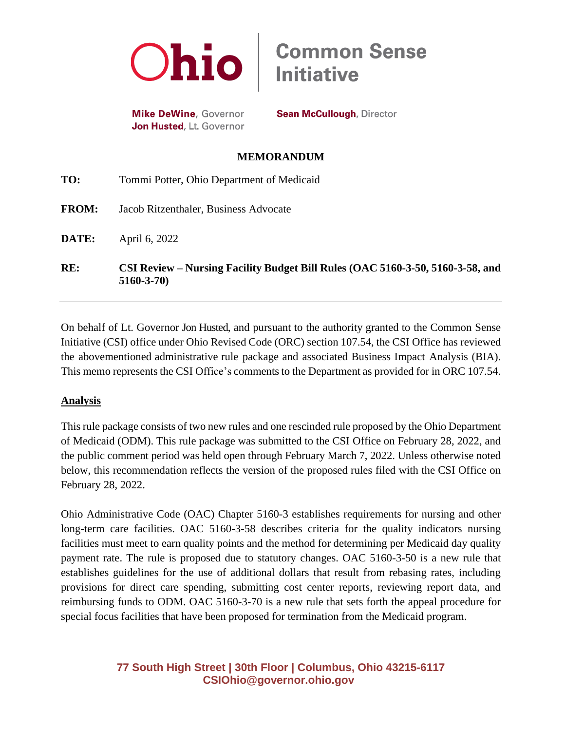Ohio | Common Sense Initiative

**Mike DeWine**, Governor
**Jon Husted**, Lt. Governor

**Sean McCullough**, Director

**MEMORANDUM**

**TO:** Tommi Potter, Ohio Department of Medicaid

**FROM:** Jacob Ritzenthaler, Business Advocate

**DATE:** April 6, 2022

**RE:** **CSI Review – Nursing Facility Budget Bill Rules (OAC 5160-3-50, 5160-3-58, and 5160-3-70)**

---

On behalf of Lt. Governor Jon Husted, and pursuant to the authority granted to the Common Sense Initiative (CSI) office under Ohio Revised Code (ORC) section 107.54, the CSI Office has reviewed the abovementioned administrative rule package and associated Business Impact Analysis (BIA). This memo represents the CSI Office's comments to the Department as provided for in ORC 107.54.

## Analysis

This rule package consists of two new rules and one rescinded rule proposed by the Ohio Department of Medicaid (ODM). This rule package was submitted to the CSI Office on February 28, 2022, and the public comment period was held open through February March 7, 2022. Unless otherwise noted below, this recommendation reflects the version of the proposed rules filed with the CSI Office on February 28, 2022.

Ohio Administrative Code (OAC) Chapter 5160-3 establishes requirements for nursing and other long-term care facilities. OAC 5160-3-58 describes criteria for the quality indicators nursing facilities must meet to earn quality points and the method for determining per Medicaid day quality payment rate. The rule is proposed due to statutory changes. OAC 5160-3-50 is a new rule that establishes guidelines for the use of additional dollars that result from rebasing rates, including provisions for direct care spending, submitting cost center reports, reviewing report data, and reimbursing funds to ODM. OAC 5160-3-70 is a new rule that sets forth the appeal procedure for special focus facilities that have been proposed for termination from the Medicaid program.

77 South High Street | 30th Floor | Columbus, Ohio 43215-6117
CSIOhio@governor.ohio.gov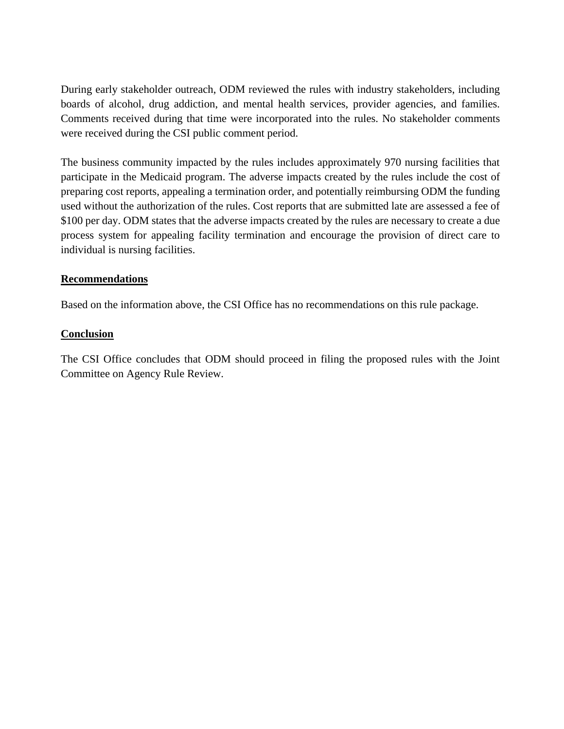During early stakeholder outreach, ODM reviewed the rules with industry stakeholders, including boards of alcohol, drug addiction, and mental health services, provider agencies, and families. Comments received during that time were incorporated into the rules. No stakeholder comments were received during the CSI public comment period.

The business community impacted by the rules includes approximately 970 nursing facilities that participate in the Medicaid program. The adverse impacts created by the rules include the cost of preparing cost reports, appealing a termination order, and potentially reimbursing ODM the funding used without the authorization of the rules. Cost reports that are submitted late are assessed a fee of $100 per day. ODM states that the adverse impacts created by the rules are necessary to create a due process system for appealing facility termination and encourage the provision of direct care to individual is nursing facilities.

## Recommendations

Based on the information above, the CSI Office has no recommendations on this rule package.

## Conclusion

The CSI Office concludes that ODM should proceed in filing the proposed rules with the Joint Committee on Agency Rule Review.